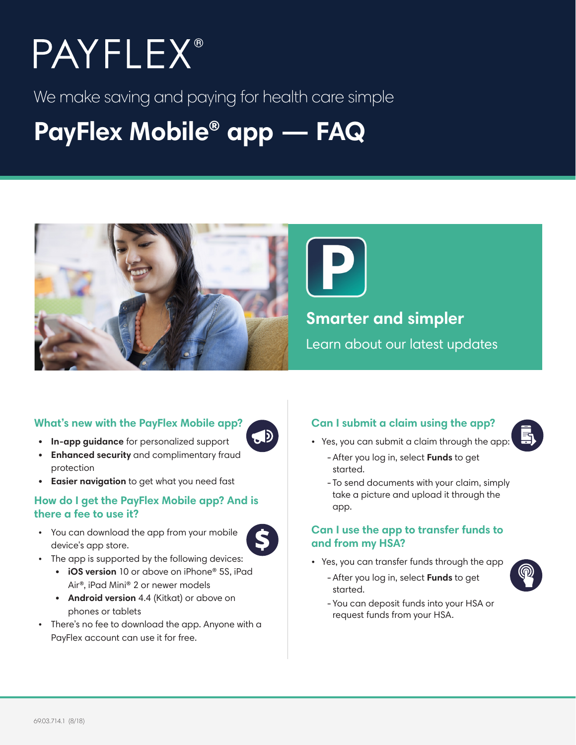PAYFLEX®

We make saving and paying for health care simple

# PayFlex Mobile® app — FAQ

## Smarter and simpler

Learn about our latest updates

### What's new with the PayFlex Mobile app?

- **In-app guidance** for personalized support
- **Enhanced security** and complimentary fraud protection
- **Easier navigation** to get what you need fast

### How do I get the PayFlex Mobile app? And is there a fee to use it?

- You can download the app from your mobile device's app store.
- The app is supported by the following devices:
  - **iOS version** 10 or above on iPhone® 5S, iPad Air®, iPad Mini® 2 or newer models
  - **Android version** 4.4 (Kitkat) or above on phones or tablets
- There's no fee to download the app. Anyone with a PayFlex account can use it for free.

### Can I submit a claim using the app?

- Yes, you can submit a claim through the app:
  - After you log in, select **Funds** to get started.
  - To send documents with your claim, simply take a picture and upload it through the app.

### Can I use the app to transfer funds to and from my HSA?

- Yes, you can transfer funds through the app
  - After you log in, select **Funds** to get started.
  - You can deposit funds into your HSA or request funds from your HSA.

69.03.714.1 (8/18)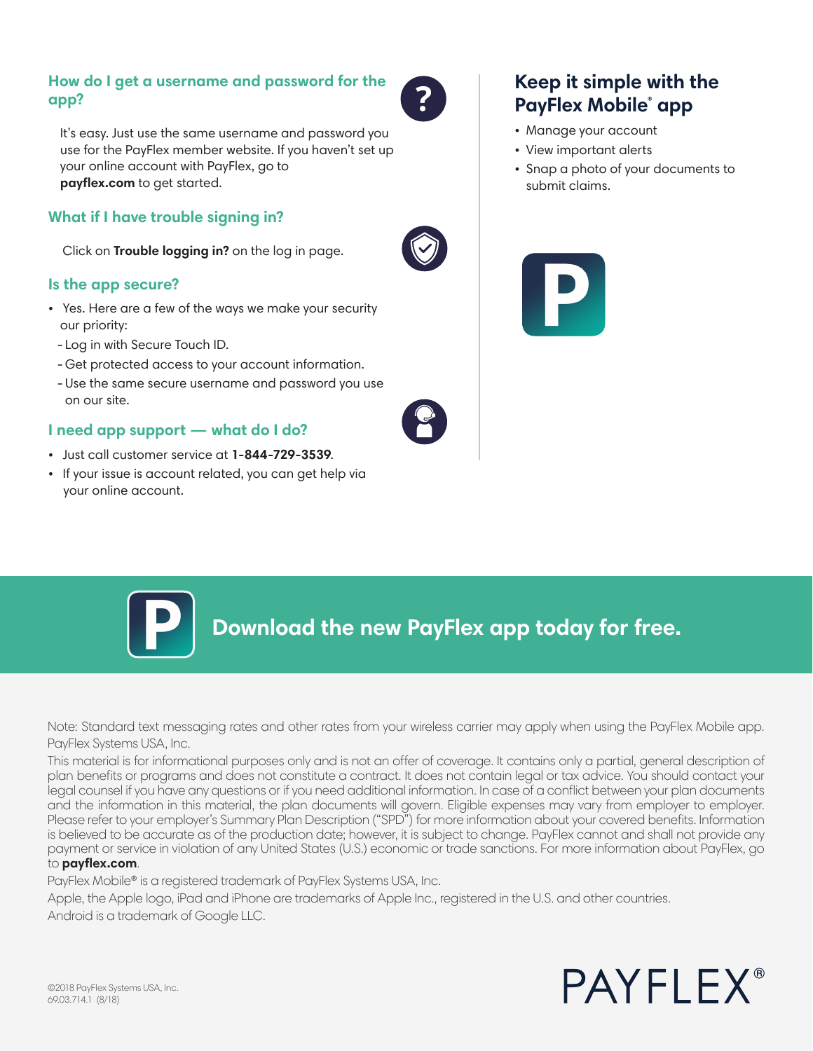### How do I get a username and password for the app?

It's easy. Just use the same username and password you use for the PayFlex member website. If you haven't set up your online account with PayFlex, go to **payflex.com** to get started.

### What if I have trouble signing in?

Click on **Trouble logging in?** on the log in page.

### Is the app secure?

- Yes. Here are a few of the ways we make your security our priority:
  - Log in with Secure Touch ID.
  - Get protected access to your account information.
  - Use the same secure username and password you use on our site.

### I need app support — what do I do?

- Just call customer service at **1-844-729-3539**.
- If your issue is account related, you can get help via your online account.

## Keep it simple with the PayFlex Mobile® app

- Manage your account
- View important alerts
- Snap a photo of your documents to submit claims.

## Download the new PayFlex app today for free.

Note: Standard text messaging rates and other rates from your wireless carrier may apply when using the PayFlex Mobile app.

PayFlex Systems USA, Inc.

This material is for informational purposes only and is not an offer of coverage. It contains only a partial, general description of plan benefits or programs and does not constitute a contract. It does not contain legal or tax advice. You should contact your legal counsel if you have any questions or if you need additional information. In case of a conflict between your plan documents and the information in this material, the plan documents will govern. Eligible expenses may vary from employer to employer. Please refer to your employer's Summary Plan Description ("SPD") for more information about your covered benefits. Information is believed to be accurate as of the production date; however, it is subject to change. PayFlex cannot and shall not provide any payment or service in violation of any United States (U.S.) economic or trade sanctions. For more information about PayFlex, go to **payflex.com**.

PayFlex Mobile® is a registered trademark of PayFlex Systems USA, Inc.

Apple, the Apple logo, iPad and iPhone are trademarks of Apple Inc., registered in the U.S. and other countries.

Android is a trademark of Google LLC.

©2018 PayFlex Systems USA, Inc.
69.03.714.1 (8/18)

PAYFLEX®